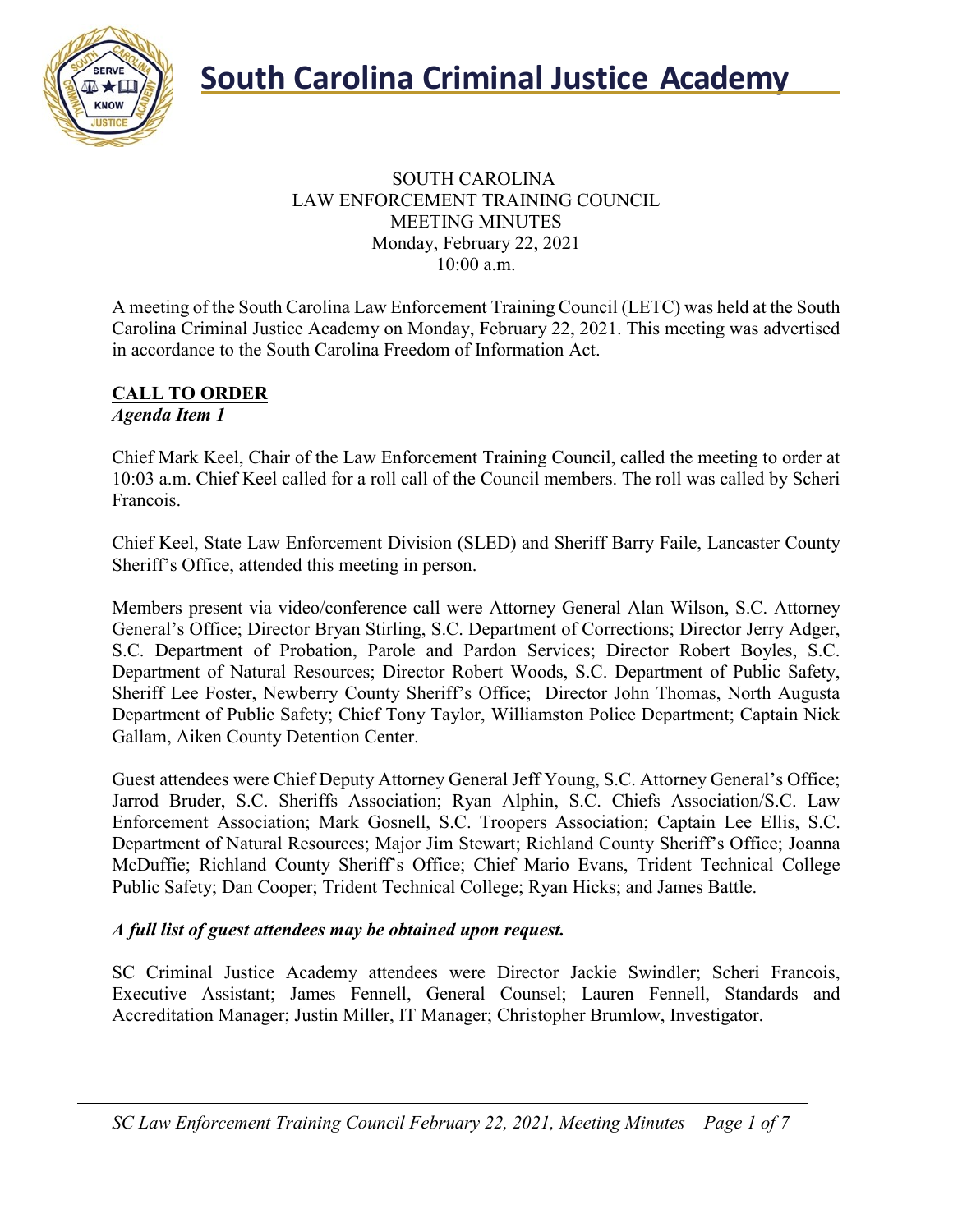# South Carolina Criminal Justice Academy

SOUTH CAROLINA
LAW ENFORCEMENT TRAINING COUNCIL
MEETING MINUTES
Monday, February 22, 2021
10:00 a.m.

A meeting of the South Carolina Law Enforcement Training Council (LETC) was held at the South Carolina Criminal Justice Academy on Monday, February 22, 2021. This meeting was advertised in accordance to the South Carolina Freedom of Information Act.

## CALL TO ORDER

***Agenda Item 1***

Chief Mark Keel, Chair of the Law Enforcement Training Council, called the meeting to order at 10:03 a.m. Chief Keel called for a roll call of the Council members. The roll was called by Scheri Francois.

Chief Keel, State Law Enforcement Division (SLED) and Sheriff Barry Faile, Lancaster County Sheriff's Office, attended this meeting in person.

Members present via video/conference call were Attorney General Alan Wilson, S.C. Attorney General's Office; Director Bryan Stirling, S.C. Department of Corrections; Director Jerry Adger, S.C. Department of Probation, Parole and Pardon Services; Director Robert Boyles, S.C. Department of Natural Resources; Director Robert Woods, S.C. Department of Public Safety, Sheriff Lee Foster, Newberry County Sheriff's Office; Director John Thomas, North Augusta Department of Public Safety; Chief Tony Taylor, Williamston Police Department; Captain Nick Gallam, Aiken County Detention Center.

Guest attendees were Chief Deputy Attorney General Jeff Young, S.C. Attorney General's Office; Jarrod Bruder, S.C. Sheriffs Association; Ryan Alphin, S.C. Chiefs Association/S.C. Law Enforcement Association; Mark Gosnell, S.C. Troopers Association; Captain Lee Ellis, S.C. Department of Natural Resources; Major Jim Stewart; Richland County Sheriff's Office; Joanna McDuffie; Richland County Sheriff's Office; Chief Mario Evans, Trident Technical College Public Safety; Dan Cooper; Trident Technical College; Ryan Hicks; and James Battle.

***A full list of guest attendees may be obtained upon request.***

SC Criminal Justice Academy attendees were Director Jackie Swindler; Scheri Francois, Executive Assistant; James Fennell, General Counsel; Lauren Fennell, Standards and Accreditation Manager; Justin Miller, IT Manager; Christopher Brumlow, Investigator.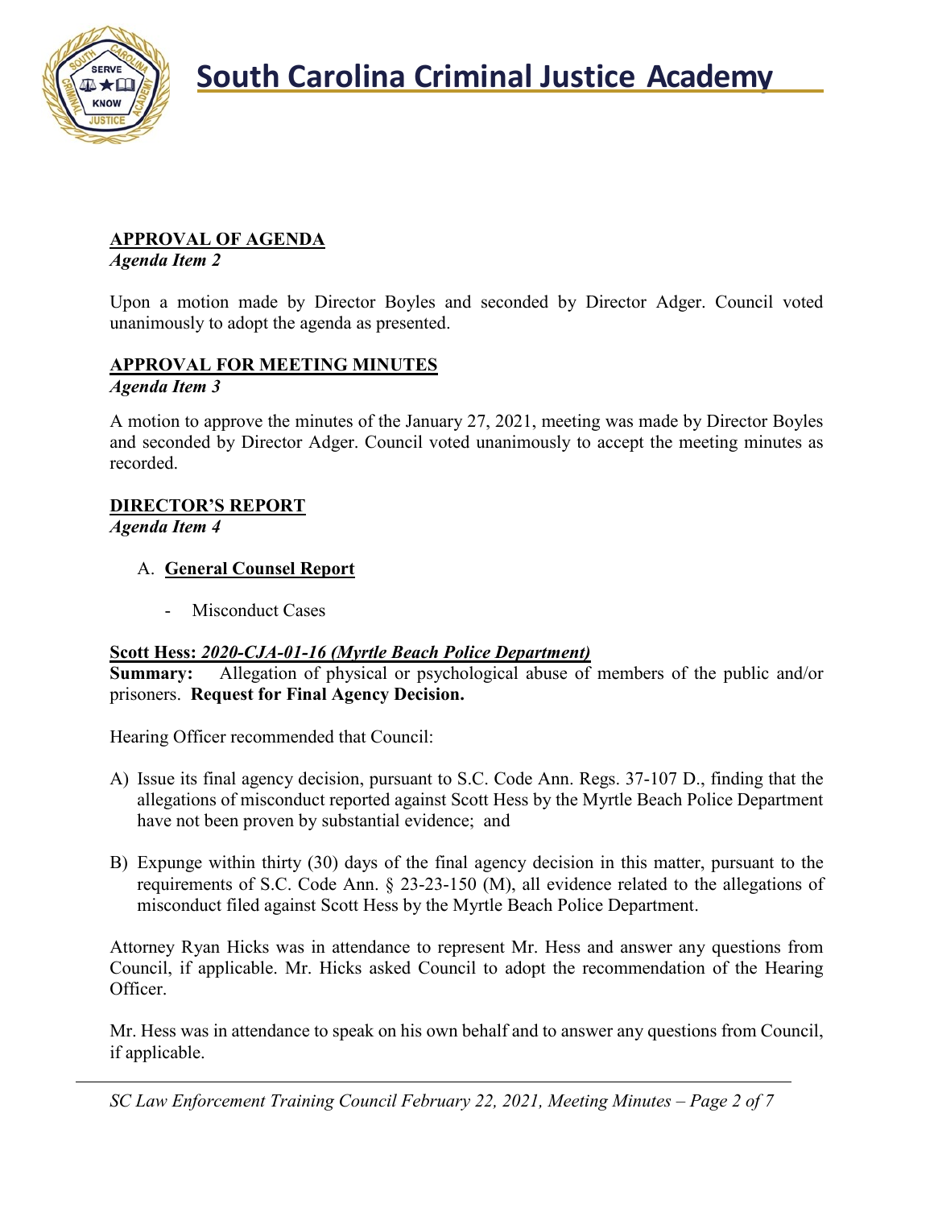**APPROVAL OF AGENDA**
*Agenda Item 2*

Upon a motion made by Director Boyles and seconded by Director Adger. Council voted unanimously to adopt the agenda as presented.

**APPROVAL FOR MEETING MINUTES**
*Agenda Item 3*

A motion to approve the minutes of the January 27, 2021, meeting was made by Director Boyles and seconded by Director Adger. Council voted unanimously to accept the meeting minutes as recorded.

**DIRECTOR'S REPORT**
*Agenda Item 4*

A. **General Counsel Report**

- Misconduct Cases

**Scott Hess:** ***2020-CJA-01-16 (Myrtle Beach Police Department)***
**Summary:** Allegation of physical or psychological abuse of members of the public and/or prisoners. **Request for Final Agency Decision.**

Hearing Officer recommended that Council:

A) Issue its final agency decision, pursuant to S.C. Code Ann. Regs. 37-107 D., finding that the allegations of misconduct reported against Scott Hess by the Myrtle Beach Police Department have not been proven by substantial evidence; and

B) Expunge within thirty (30) days of the final agency decision in this matter, pursuant to the requirements of S.C. Code Ann. § 23-23-150 (M), all evidence related to the allegations of misconduct filed against Scott Hess by the Myrtle Beach Police Department.

Attorney Ryan Hicks was in attendance to represent Mr. Hess and answer any questions from Council, if applicable. Mr. Hicks asked Council to adopt the recommendation of the Hearing Officer.

Mr. Hess was in attendance to speak on his own behalf and to answer any questions from Council, if applicable.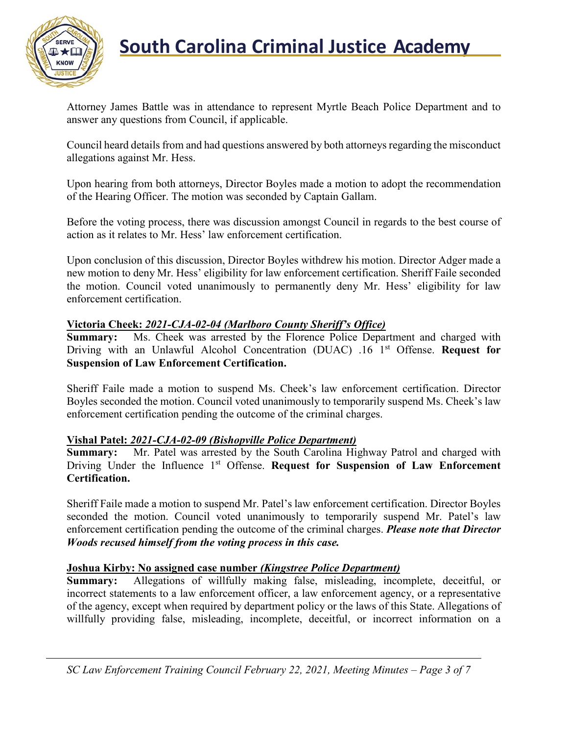Attorney James Battle was in attendance to represent Myrtle Beach Police Department and to answer any questions from Council, if applicable.

Council heard details from and had questions answered by both attorneys regarding the misconduct allegations against Mr. Hess.

Upon hearing from both attorneys, Director Boyles made a motion to adopt the recommendation of the Hearing Officer. The motion was seconded by Captain Gallam.

Before the voting process, there was discussion amongst Council in regards to the best course of action as it relates to Mr. Hess' law enforcement certification.

Upon conclusion of this discussion, Director Boyles withdrew his motion. Director Adger made a new motion to deny Mr. Hess' eligibility for law enforcement certification. Sheriff Faile seconded the motion. Council voted unanimously to permanently deny Mr. Hess' eligibility for law enforcement certification.

**Victoria Cheek:** ***2021-CJA-02-04 (Marlboro County Sheriff's Office)***
**Summary:** Ms. Cheek was arrested by the Florence Police Department and charged with Driving with an Unlawful Alcohol Concentration (DUAC) .16 1st Offense. **Request for Suspension of Law Enforcement Certification.**

Sheriff Faile made a motion to suspend Ms. Cheek's law enforcement certification. Director Boyles seconded the motion. Council voted unanimously to temporarily suspend Ms. Cheek's law enforcement certification pending the outcome of the criminal charges.

**Vishal Patel:** ***2021-CJA-02-09 (Bishopville Police Department)***
**Summary:** Mr. Patel was arrested by the South Carolina Highway Patrol and charged with Driving Under the Influence 1st Offense. **Request for Suspension of Law Enforcement Certification.**

Sheriff Faile made a motion to suspend Mr. Patel's law enforcement certification. Director Boyles seconded the motion. Council voted unanimously to temporarily suspend Mr. Patel's law enforcement certification pending the outcome of the criminal charges. ***Please note that Director Woods recused himself from the voting process in this case.***

**Joshua Kirby: No assigned case number** ***(Kingstree Police Department)***
**Summary:** Allegations of willfully making false, misleading, incomplete, deceitful, or incorrect statements to a law enforcement officer, a law enforcement agency, or a representative of the agency, except when required by department policy or the laws of this State. Allegations of willfully providing false, misleading, incomplete, deceitful, or incorrect information on a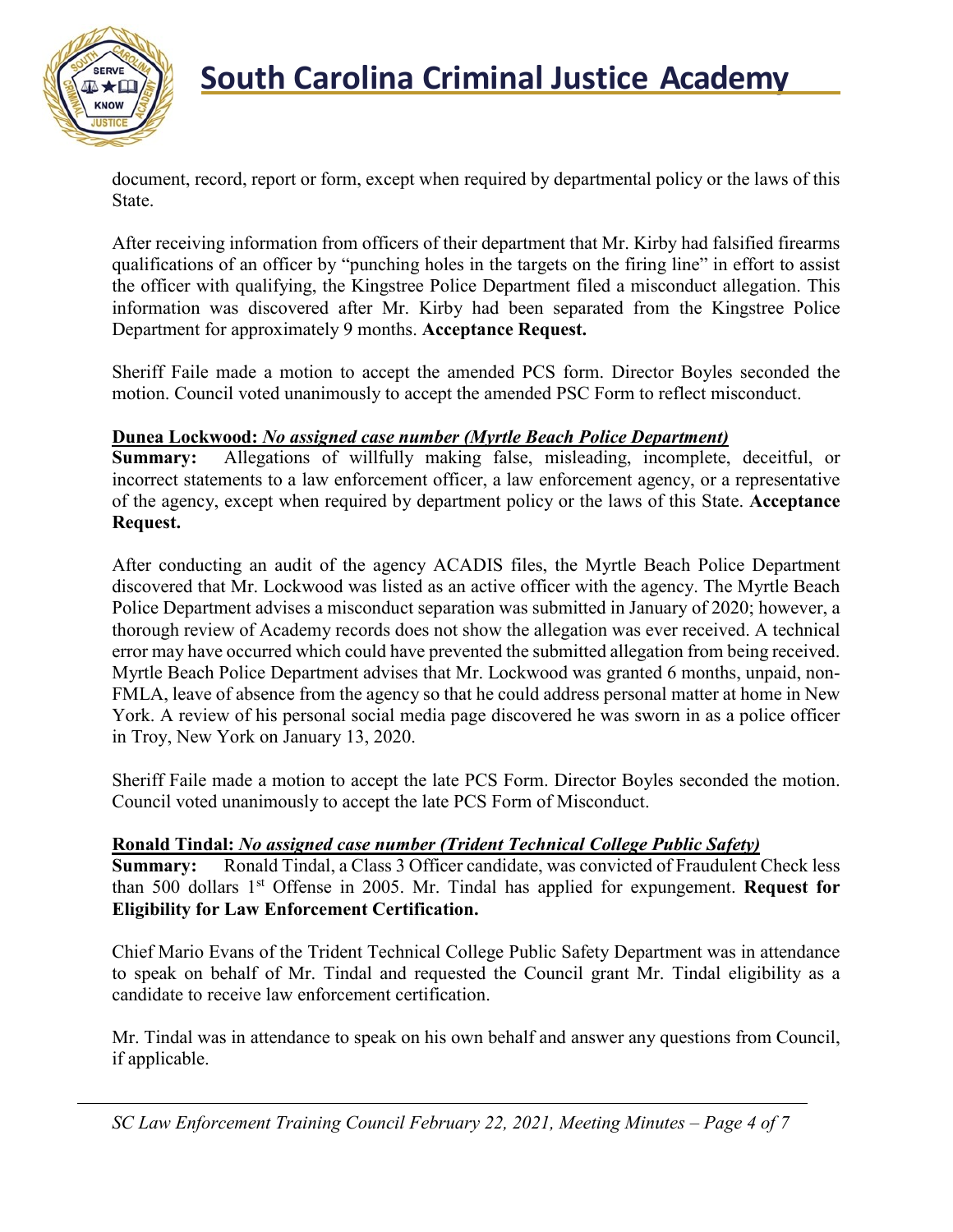document, record, report or form, except when required by departmental policy or the laws of this State.

After receiving information from officers of their department that Mr. Kirby had falsified firearms qualifications of an officer by "punching holes in the targets on the firing line" in effort to assist the officer with qualifying, the Kingstree Police Department filed a misconduct allegation. This information was discovered after Mr. Kirby had been separated from the Kingstree Police Department for approximately 9 months. **Acceptance Request.**

Sheriff Faile made a motion to accept the amended PCS form. Director Boyles seconded the motion. Council voted unanimously to accept the amended PSC Form to reflect misconduct.

**<u>Dunea Lockwood:</u>** ***<u>No assigned case number (Myrtle Beach Police Department)</u>***
**Summary:** Allegations of willfully making false, misleading, incomplete, deceitful, or incorrect statements to a law enforcement officer, a law enforcement agency, or a representative of the agency, except when required by department policy or the laws of this State. **Acceptance Request.**

After conducting an audit of the agency ACADIS files, the Myrtle Beach Police Department discovered that Mr. Lockwood was listed as an active officer with the agency. The Myrtle Beach Police Department advises a misconduct separation was submitted in January of 2020; however, a thorough review of Academy records does not show the allegation was ever received. A technical error may have occurred which could have prevented the submitted allegation from being received. Myrtle Beach Police Department advises that Mr. Lockwood was granted 6 months, unpaid, non-FMLA, leave of absence from the agency so that he could address personal matter at home in New York. A review of his personal social media page discovered he was sworn in as a police officer in Troy, New York on January 13, 2020.

Sheriff Faile made a motion to accept the late PCS Form. Director Boyles seconded the motion. Council voted unanimously to accept the late PCS Form of Misconduct.

**<u>Ronald Tindal:</u>** ***<u>No assigned case number (Trident Technical College Public Safety)</u>***
**Summary:** Ronald Tindal, a Class 3 Officer candidate, was convicted of Fraudulent Check less than 500 dollars 1st Offense in 2005. Mr. Tindal has applied for expungement. **Request for Eligibility for Law Enforcement Certification.**

Chief Mario Evans of the Trident Technical College Public Safety Department was in attendance to speak on behalf of Mr. Tindal and requested the Council grant Mr. Tindal eligibility as a candidate to receive law enforcement certification.

Mr. Tindal was in attendance to speak on his own behalf and answer any questions from Council, if applicable.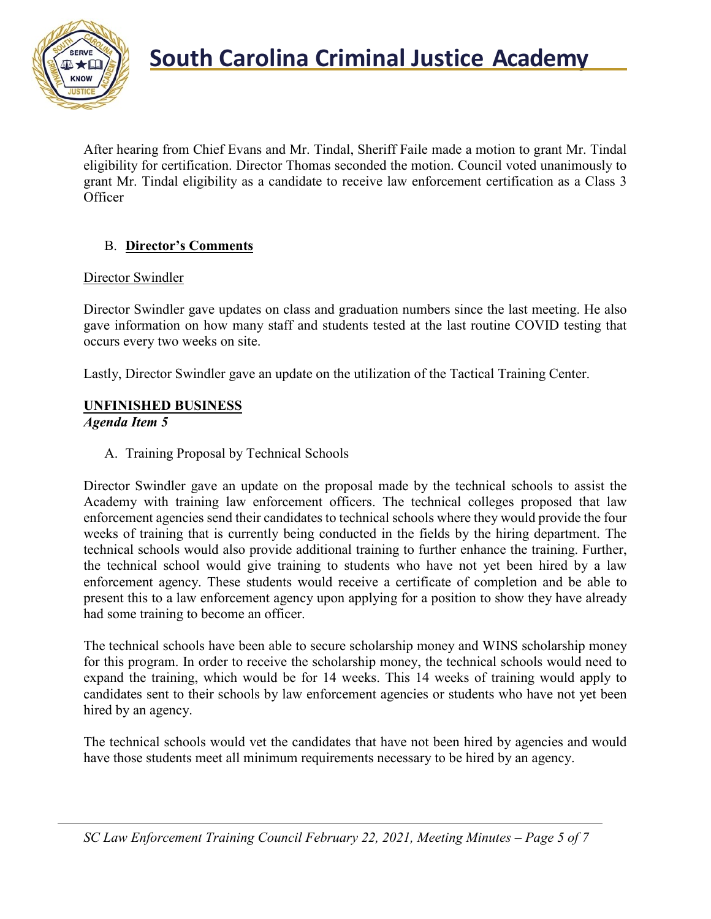After hearing from Chief Evans and Mr. Tindal, Sheriff Faile made a motion to grant Mr. Tindal eligibility for certification. Director Thomas seconded the motion. Council voted unanimously to grant Mr. Tindal eligibility as a candidate to receive law enforcement certification as a Class 3 Officer

B. **Director's Comments**

Director Swindler

Director Swindler gave updates on class and graduation numbers since the last meeting. He also gave information on how many staff and students tested at the last routine COVID testing that occurs every two weeks on site.

Lastly, Director Swindler gave an update on the utilization of the Tactical Training Center.

## UNFINISHED BUSINESS

***Agenda Item 5***

A. Training Proposal by Technical Schools

Director Swindler gave an update on the proposal made by the technical schools to assist the Academy with training law enforcement officers. The technical colleges proposed that law enforcement agencies send their candidates to technical schools where they would provide the four weeks of training that is currently being conducted in the fields by the hiring department. The technical schools would also provide additional training to further enhance the training. Further, the technical school would give training to students who have not yet been hired by a law enforcement agency. These students would receive a certificate of completion and be able to present this to a law enforcement agency upon applying for a position to show they have already had some training to become an officer.

The technical schools have been able to secure scholarship money and WINS scholarship money for this program. In order to receive the scholarship money, the technical schools would need to expand the training, which would be for 14 weeks. This 14 weeks of training would apply to candidates sent to their schools by law enforcement agencies or students who have not yet been hired by an agency.

The technical schools would vet the candidates that have not been hired by agencies and would have those students meet all minimum requirements necessary to be hired by an agency.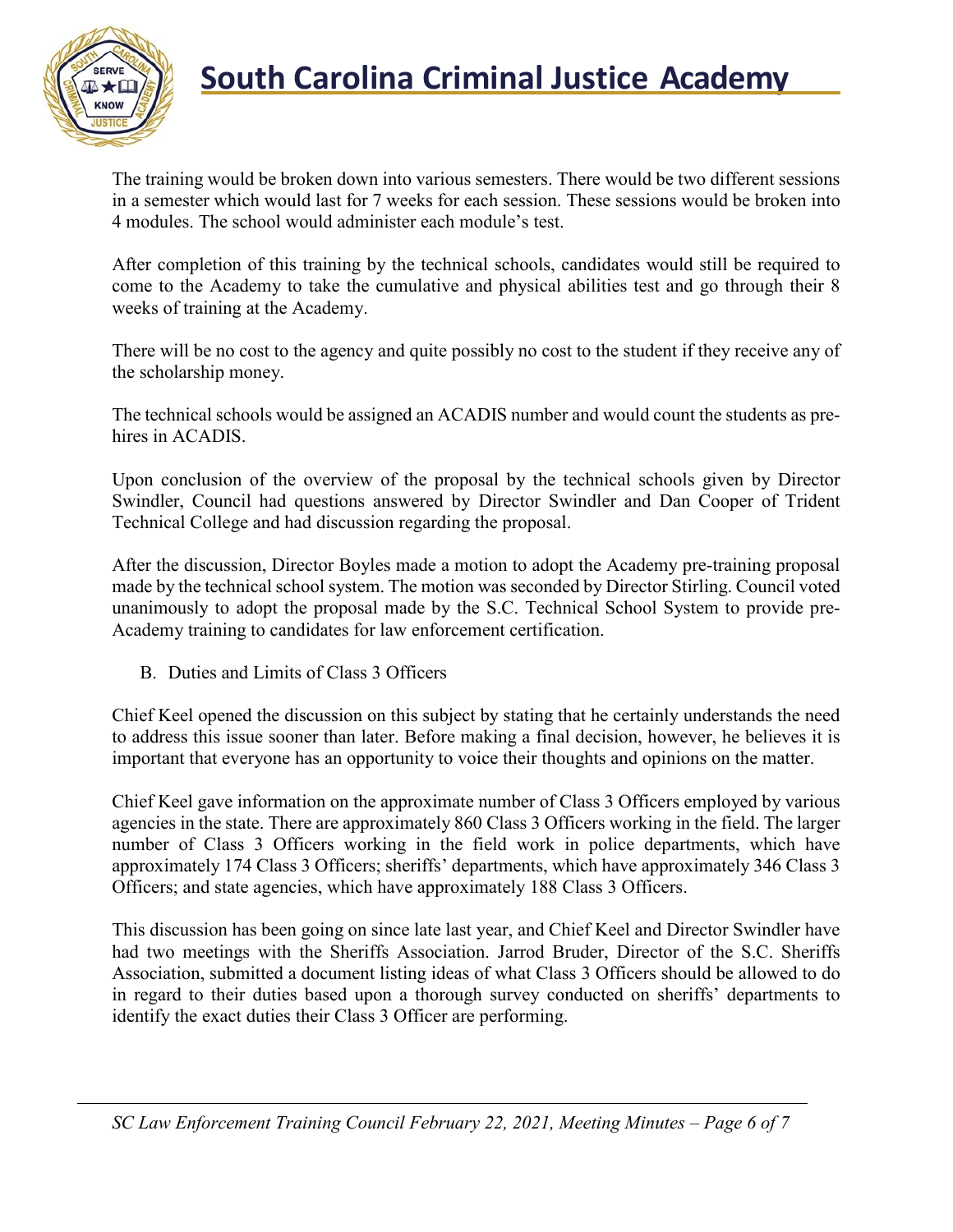The training would be broken down into various semesters. There would be two different sessions in a semester which would last for 7 weeks for each session. These sessions would be broken into 4 modules. The school would administer each module's test.

After completion of this training by the technical schools, candidates would still be required to come to the Academy to take the cumulative and physical abilities test and go through their 8 weeks of training at the Academy.

There will be no cost to the agency and quite possibly no cost to the student if they receive any of the scholarship money.

The technical schools would be assigned an ACADIS number and would count the students as pre-hires in ACADIS.

Upon conclusion of the overview of the proposal by the technical schools given by Director Swindler, Council had questions answered by Director Swindler and Dan Cooper of Trident Technical College and had discussion regarding the proposal.

After the discussion, Director Boyles made a motion to adopt the Academy pre-training proposal made by the technical school system. The motion was seconded by Director Stirling. Council voted unanimously to adopt the proposal made by the S.C. Technical School System to provide pre-Academy training to candidates for law enforcement certification.

B. Duties and Limits of Class 3 Officers

Chief Keel opened the discussion on this subject by stating that he certainly understands the need to address this issue sooner than later. Before making a final decision, however, he believes it is important that everyone has an opportunity to voice their thoughts and opinions on the matter.

Chief Keel gave information on the approximate number of Class 3 Officers employed by various agencies in the state. There are approximately 860 Class 3 Officers working in the field. The larger number of Class 3 Officers working in the field work in police departments, which have approximately 174 Class 3 Officers; sheriffs' departments, which have approximately 346 Class 3 Officers; and state agencies, which have approximately 188 Class 3 Officers.

This discussion has been going on since late last year, and Chief Keel and Director Swindler have had two meetings with the Sheriffs Association. Jarrod Bruder, Director of the S.C. Sheriffs Association, submitted a document listing ideas of what Class 3 Officers should be allowed to do in regard to their duties based upon a thorough survey conducted on sheriffs' departments to identify the exact duties their Class 3 Officer are performing.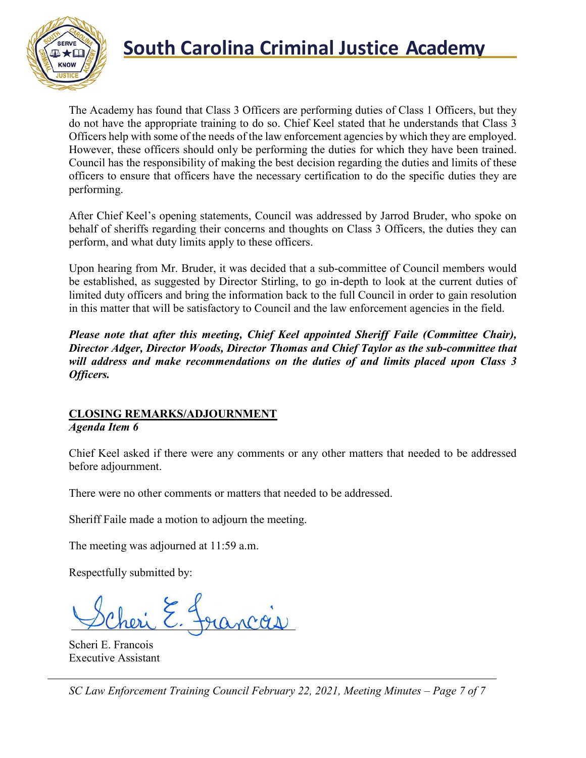The Academy has found that Class 3 Officers are performing duties of Class 1 Officers, but they do not have the appropriate training to do so. Chief Keel stated that he understands that Class 3 Officers help with some of the needs of the law enforcement agencies by which they are employed. However, these officers should only be performing the duties for which they have been trained. Council has the responsibility of making the best decision regarding the duties and limits of these officers to ensure that officers have the necessary certification to do the specific duties they are performing.

After Chief Keel's opening statements, Council was addressed by Jarrod Bruder, who spoke on behalf of sheriffs regarding their concerns and thoughts on Class 3 Officers, the duties they can perform, and what duty limits apply to these officers.

Upon hearing from Mr. Bruder, it was decided that a sub-committee of Council members would be established, as suggested by Director Stirling, to go in-depth to look at the current duties of limited duty officers and bring the information back to the full Council in order to gain resolution in this matter that will be satisfactory to Council and the law enforcement agencies in the field.

***Please note that after this meeting, Chief Keel appointed Sheriff Faile (Committee Chair), Director Adger, Director Woods, Director Thomas and Chief Taylor as the sub-committee that will address and make recommendations on the duties of and limits placed upon Class 3 Officers.***

## CLOSING REMARKS/ADJOURNMENT

***Agenda Item 6***

Chief Keel asked if there were any comments or any other matters that needed to be addressed before adjournment.

There were no other comments or matters that needed to be addressed.

Sheriff Faile made a motion to adjourn the meeting.

The meeting was adjourned at 11:59 a.m.

Respectfully submitted by:

Scheri E. Francois

Scheri E. Francois
Executive Assistant